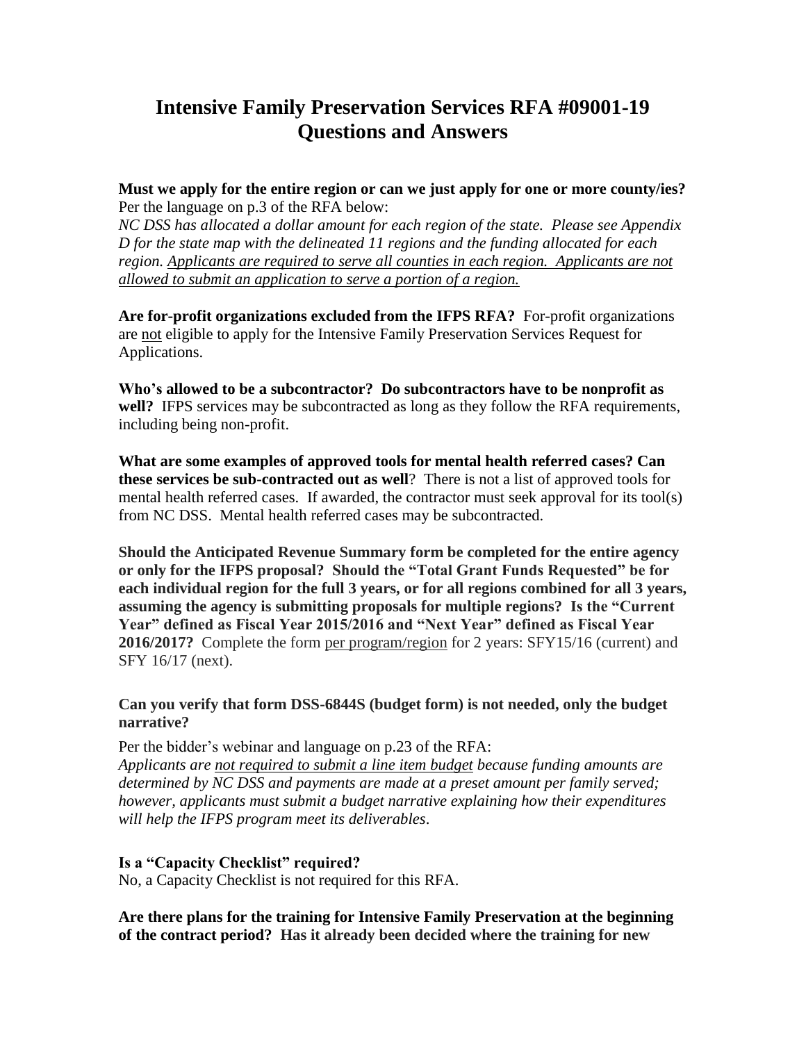# Intensive Family Preservation Services RFA #09001-19 Questions and Answers

**Must we apply for the entire region or can we just apply for one or more county/ies?** Per the language on p.3 of the RFA below:
*NC DSS has allocated a dollar amount for each region of the state. Please see Appendix D for the state map with the delineated 11 regions and the funding allocated for each region. Applicants are required to serve all counties in each region. Applicants are not allowed to submit an application to serve a portion of a region.*

**Are for-profit organizations excluded from the IFPS RFA?** For-profit organizations are not eligible to apply for the Intensive Family Preservation Services Request for Applications.

**Who's allowed to be a subcontractor? Do subcontractors have to be nonprofit as well?** IFPS services may be subcontracted as long as they follow the RFA requirements, including being non-profit.

**What are some examples of approved tools for mental health referred cases? Can these services be sub-contracted out as well**? There is not a list of approved tools for mental health referred cases. If awarded, the contractor must seek approval for its tool(s) from NC DSS. Mental health referred cases may be subcontracted.

**Should the Anticipated Revenue Summary form be completed for the entire agency or only for the IFPS proposal? Should the "Total Grant Funds Requested" be for each individual region for the full 3 years, or for all regions combined for all 3 years, assuming the agency is submitting proposals for multiple regions? Is the "Current Year" defined as Fiscal Year 2015/2016 and "Next Year" defined as Fiscal Year 2016/2017?** Complete the form per program/region for 2 years: SFY15/16 (current) and SFY 16/17 (next).

**Can you verify that form DSS-6844S (budget form) is not needed, only the budget narrative?**

Per the bidder's webinar and language on p.23 of the RFA:
*Applicants are not required to submit a line item budget because funding amounts are determined by NC DSS and payments are made at a preset amount per family served; however, applicants must submit a budget narrative explaining how their expenditures will help the IFPS program meet its deliverables*.

**Is a "Capacity Checklist" required?**
No, a Capacity Checklist is not required for this RFA.

**Are there plans for the training for Intensive Family Preservation at the beginning of the contract period? Has it already been decided where the training for new**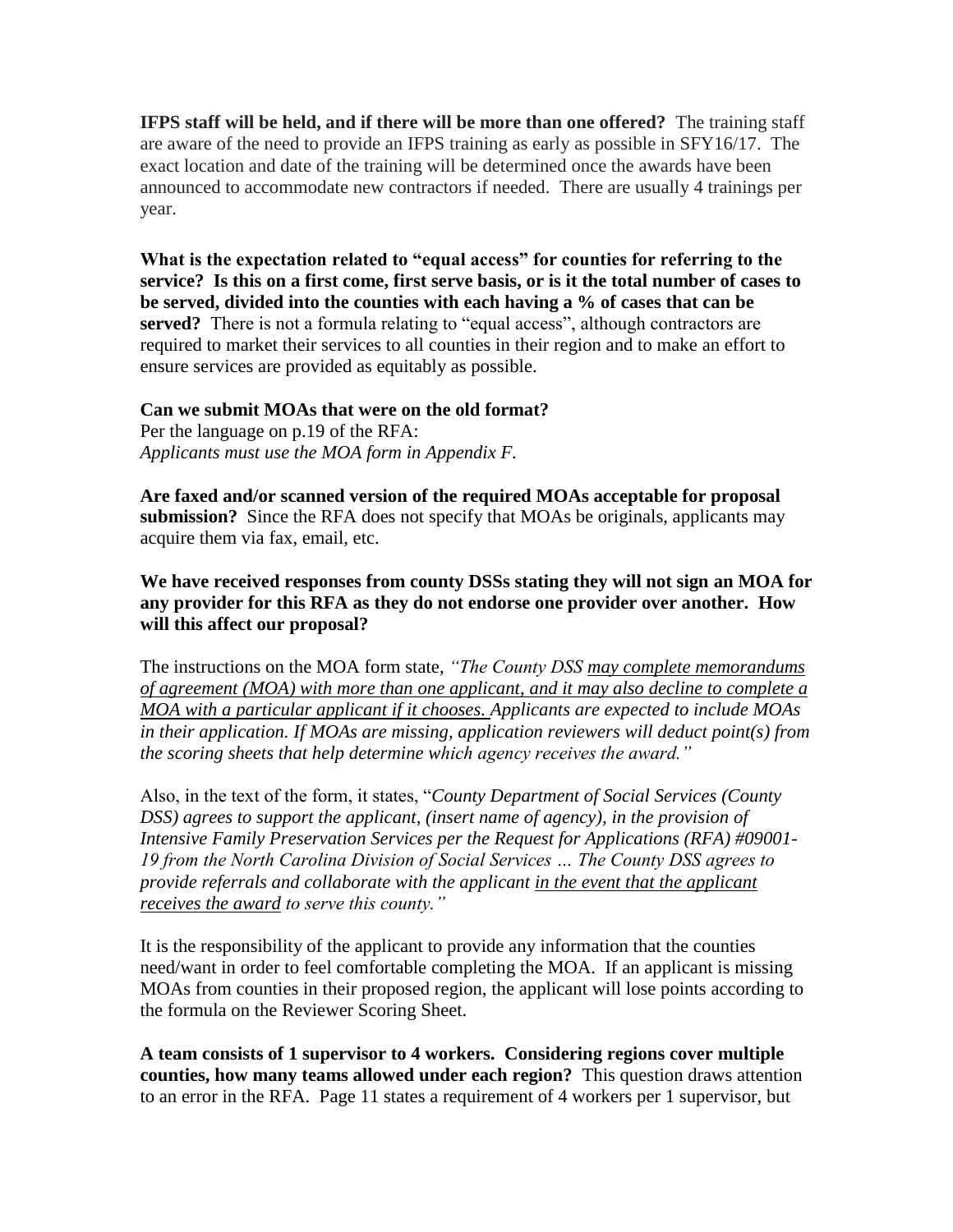**IFPS staff will be held, and if there will be more than one offered?** The training staff are aware of the need to provide an IFPS training as early as possible in SFY16/17. The exact location and date of the training will be determined once the awards have been announced to accommodate new contractors if needed. There are usually 4 trainings per year.

**What is the expectation related to "equal access" for counties for referring to the service? Is this on a first come, first serve basis, or is it the total number of cases to be served, divided into the counties with each having a % of cases that can be served?** There is not a formula relating to "equal access", although contractors are required to market their services to all counties in their region and to make an effort to ensure services are provided as equitably as possible.

**Can we submit MOAs that were on the old format?**
Per the language on p.19 of the RFA:
*Applicants must use the MOA form in Appendix F.*

**Are faxed and/or scanned version of the required MOAs acceptable for proposal submission?** Since the RFA does not specify that MOAs be originals, applicants may acquire them via fax, email, etc.

**We have received responses from county DSSs stating they will not sign an MOA for any provider for this RFA as they do not endorse one provider over another. How will this affect our proposal?**

The instructions on the MOA form state, *"The County DSS may complete memorandums of agreement (MOA) with more than one applicant, and it may also decline to complete a MOA with a particular applicant if it chooses. Applicants are expected to include MOAs in their application. If MOAs are missing, application reviewers will deduct point(s) from the scoring sheets that help determine which agency receives the award."*

Also, in the text of the form, it states, "*County Department of Social Services (County DSS) agrees to support the applicant, (insert name of agency), in the provision of Intensive Family Preservation Services per the Request for Applications (RFA) #09001-19 from the North Carolina Division of Social Services … The County DSS agrees to provide referrals and collaborate with the applicant in the event that the applicant receives the award to serve this county."*

It is the responsibility of the applicant to provide any information that the counties need/want in order to feel comfortable completing the MOA. If an applicant is missing MOAs from counties in their proposed region, the applicant will lose points according to the formula on the Reviewer Scoring Sheet.

**A team consists of 1 supervisor to 4 workers. Considering regions cover multiple counties, how many teams allowed under each region?** This question draws attention to an error in the RFA. Page 11 states a requirement of 4 workers per 1 supervisor, but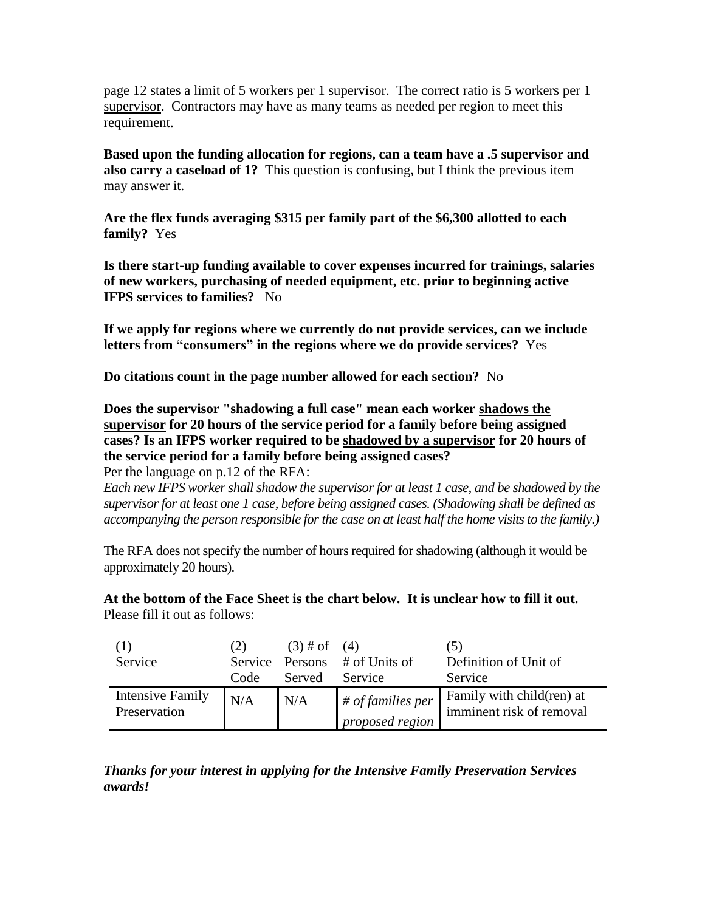page 12 states a limit of 5 workers per 1 supervisor. The correct ratio is 5 workers per 1 supervisor. Contractors may have as many teams as needed per region to meet this requirement.

**Based upon the funding allocation for regions, can a team have a .5 supervisor and also carry a caseload of 1?** This question is confusing, but I think the previous item may answer it.

**Are the flex funds averaging $315 per family part of the $6,300 allotted to each family?** Yes

**Is there start-up funding available to cover expenses incurred for trainings, salaries of new workers, purchasing of needed equipment, etc. prior to beginning active IFPS services to families?** No

**If we apply for regions where we currently do not provide services, can we include letters from "consumers" in the regions where we do provide services?** Yes

**Do citations count in the page number allowed for each section?** No

**Does the supervisor "shadowing a full case" mean each worker shadows the supervisor for 20 hours of the service period for a family before being assigned cases? Is an IFPS worker required to be shadowed by a supervisor for 20 hours of the service period for a family before being assigned cases?**

Per the language on p.12 of the RFA:

*Each new IFPS worker shall shadow the supervisor for at least 1 case, and be shadowed by the supervisor for at least one 1 case, before being assigned cases. (Shadowing shall be defined as accompanying the person responsible for the case on at least half the home visits to the family.)*

The RFA does not specify the number of hours required for shadowing (although it would be approximately 20 hours).

**At the bottom of the Face Sheet is the chart below. It is unclear how to fill it out.** Please fill it out as follows:

| (1) Service | (2) Service Code | (3) # of Persons Served | (4) # of Units of Service | (5) Definition of Unit of Service |
|---|---|---|---|---|
| Intensive Family Preservation | N/A | N/A | *# of families per proposed region* | Family with child(ren) at imminent risk of removal |

***Thanks for your interest in applying for the Intensive Family Preservation Services awards!***